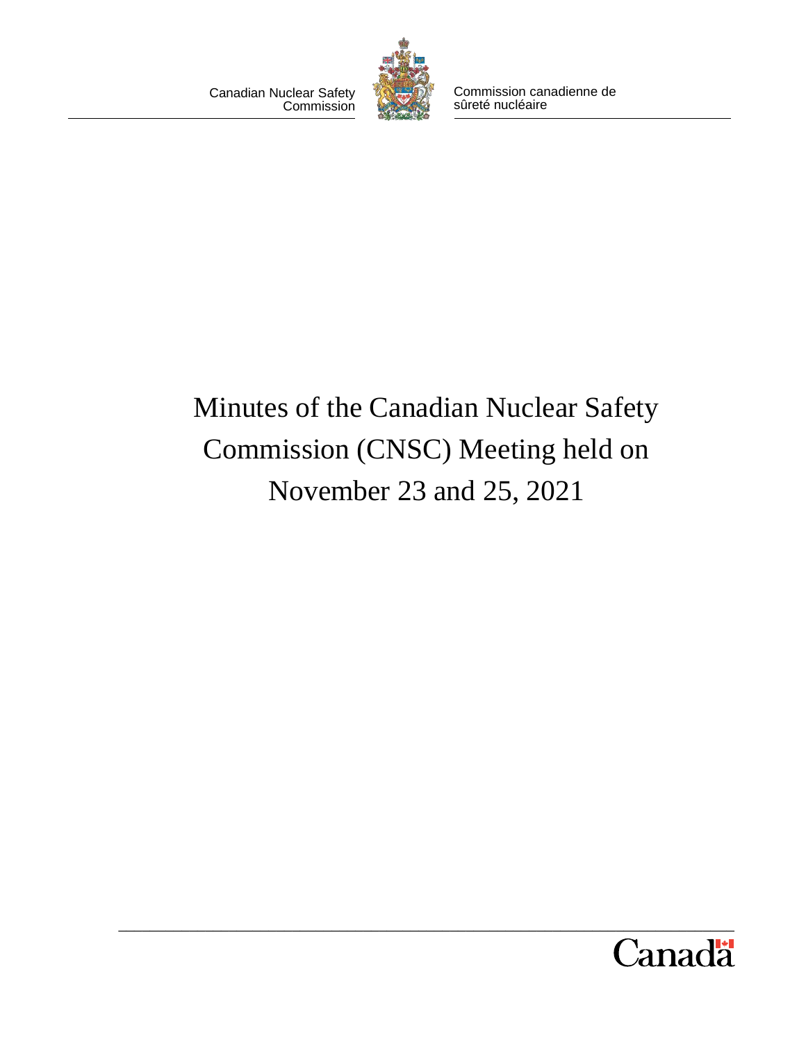Canadian Nuclear Safety Commission

Commission canadienne de sûreté nucléaire

# Minutes of the Canadian Nuclear Safety Commission (CNSC) Meeting held on November 23 and 25, 2021

Canada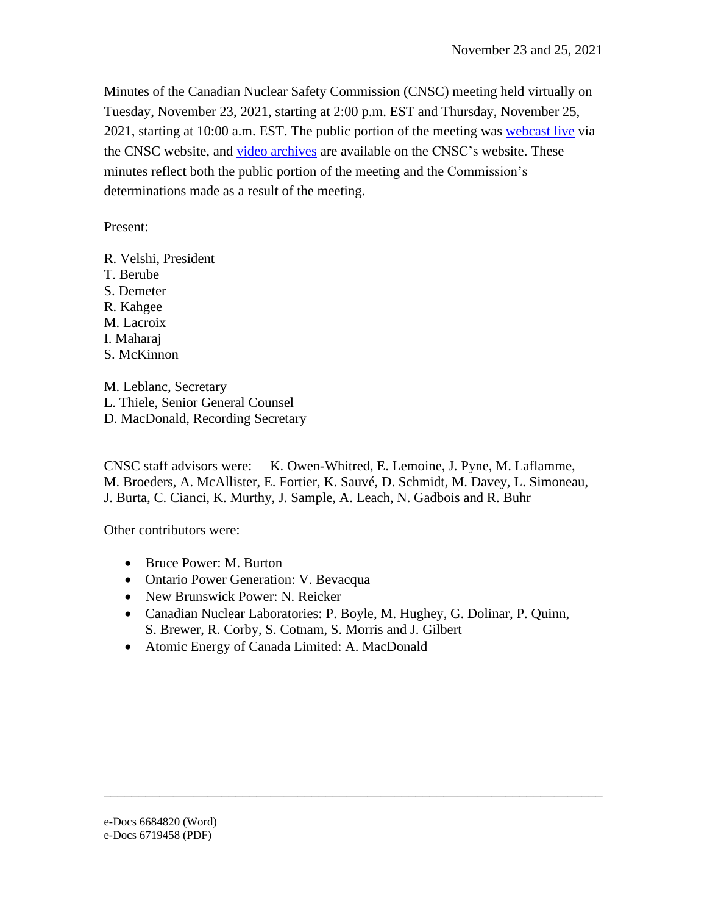November 23 and 25, 2021

Minutes of the Canadian Nuclear Safety Commission (CNSC) meeting held virtually on Tuesday, November 23, 2021, starting at 2:00 p.m. EST and Thursday, November 25, 2021, starting at 10:00 a.m. EST. The public portion of the meeting was webcast live via the CNSC website, and video archives are available on the CNSC's website. These minutes reflect both the public portion of the meeting and the Commission's determinations made as a result of the meeting.

Present:

R. Velshi, President
T. Berube
S. Demeter
R. Kahgee
M. Lacroix
I. Maharaj
S. McKinnon

M. Leblanc, Secretary
L. Thiele, Senior General Counsel
D. MacDonald, Recording Secretary

CNSC staff advisors were: K. Owen-Whitred, E. Lemoine, J. Pyne, M. Laflamme, M. Broeders, A. McAllister, E. Fortier, K. Sauvé, D. Schmidt, M. Davey, L. Simoneau, J. Burta, C. Cianci, K. Murthy, J. Sample, A. Leach, N. Gadbois and R. Buhr

Other contributors were:

- Bruce Power: M. Burton
- Ontario Power Generation: V. Bevacqua
- New Brunswick Power: N. Reicker
- Canadian Nuclear Laboratories: P. Boyle, M. Hughey, G. Dolinar, P. Quinn, S. Brewer, R. Corby, S. Cotnam, S. Morris and J. Gilbert
- Atomic Energy of Canada Limited: A. MacDonald

e-Docs 6684820 (Word)
e-Docs 6719458 (PDF)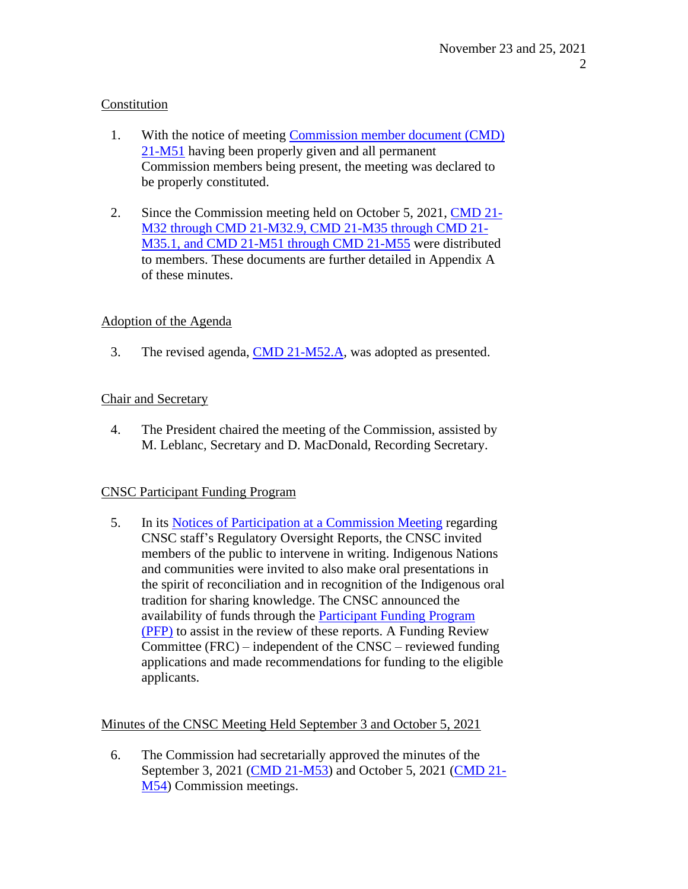## Constitution

1. With the notice of meeting Commission member document (CMD) 21-M51 having been properly given and all permanent Commission members being present, the meeting was declared to be properly constituted.

2. Since the Commission meeting held on October 5, 2021, CMD 21-M32 through CMD 21-M32.9, CMD 21-M35 through CMD 21-M35.1, and CMD 21-M51 through CMD 21-M55 were distributed to members. These documents are further detailed in Appendix A of these minutes.

## Adoption of the Agenda

3. The revised agenda, CMD 21-M52.A, was adopted as presented.

## Chair and Secretary

4. The President chaired the meeting of the Commission, assisted by M. Leblanc, Secretary and D. MacDonald, Recording Secretary.

## CNSC Participant Funding Program

5. In its Notices of Participation at a Commission Meeting regarding CNSC staff's Regulatory Oversight Reports, the CNSC invited members of the public to intervene in writing. Indigenous Nations and communities were invited to also make oral presentations in the spirit of reconciliation and in recognition of the Indigenous oral tradition for sharing knowledge. The CNSC announced the availability of funds through the Participant Funding Program (PFP) to assist in the review of these reports. A Funding Review Committee (FRC) – independent of the CNSC – reviewed funding applications and made recommendations for funding to the eligible applicants.

## Minutes of the CNSC Meeting Held September 3 and October 5, 2021

6. The Commission had secretarially approved the minutes of the September 3, 2021 (CMD 21-M53) and October 5, 2021 (CMD 21-M54) Commission meetings.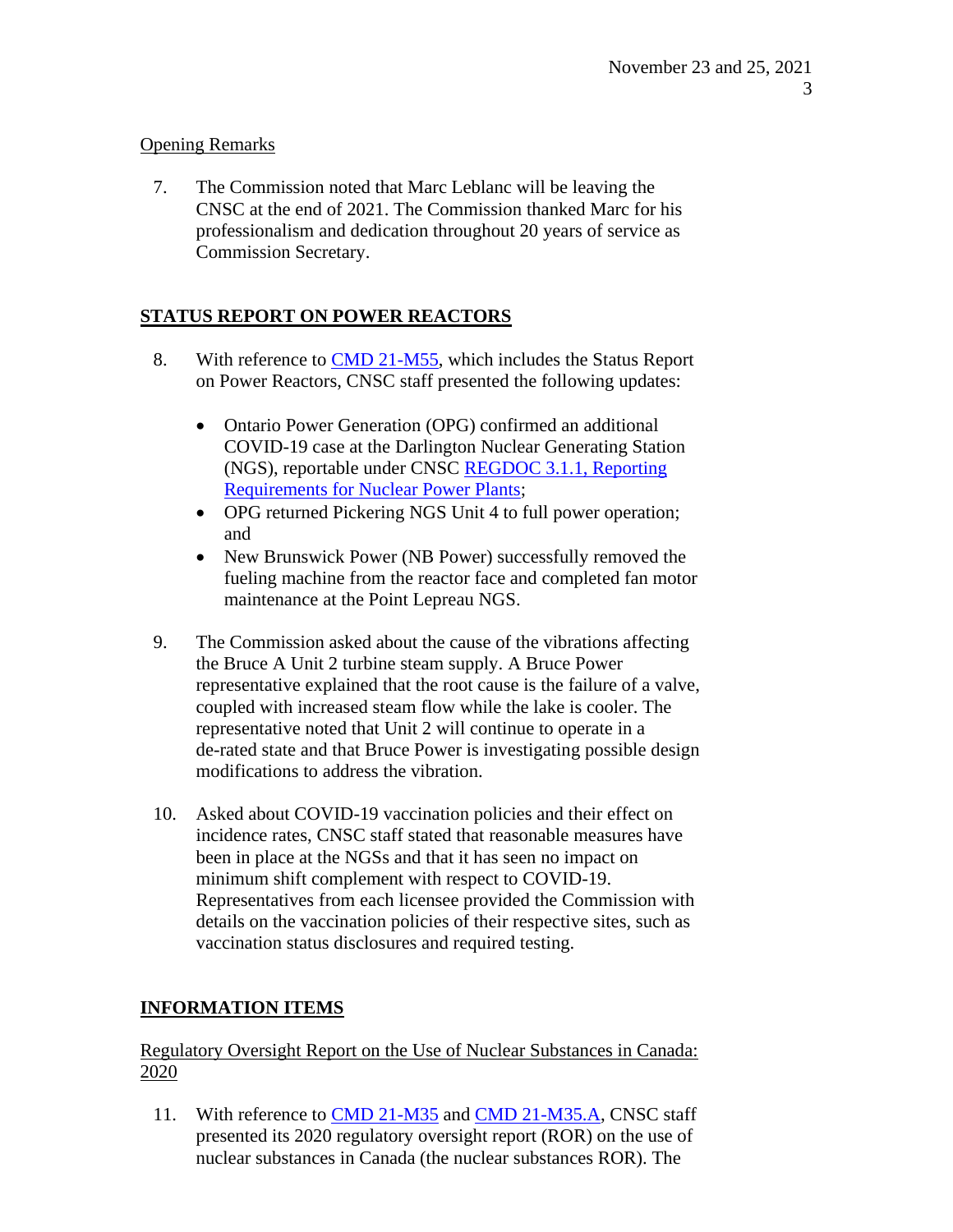Opening Remarks

7. The Commission noted that Marc Leblanc will be leaving the CNSC at the end of 2021. The Commission thanked Marc for his professionalism and dedication throughout 20 years of service as Commission Secretary.

## STATUS REPORT ON POWER REACTORS

8. With reference to [CMD 21-M55](), which includes the Status Report on Power Reactors, CNSC staff presented the following updates:

   - Ontario Power Generation (OPG) confirmed an additional COVID-19 case at the Darlington Nuclear Generating Station (NGS), reportable under CNSC [REGDOC 3.1.1, Reporting Requirements for Nuclear Power Plants]();
   - OPG returned Pickering NGS Unit 4 to full power operation; and
   - New Brunswick Power (NB Power) successfully removed the fueling machine from the reactor face and completed fan motor maintenance at the Point Lepreau NGS.

9. The Commission asked about the cause of the vibrations affecting the Bruce A Unit 2 turbine steam supply. A Bruce Power representative explained that the root cause is the failure of a valve, coupled with increased steam flow while the lake is cooler. The representative noted that Unit 2 will continue to operate in a de-rated state and that Bruce Power is investigating possible design modifications to address the vibration.

10. Asked about COVID-19 vaccination policies and their effect on incidence rates, CNSC staff stated that reasonable measures have been in place at the NGSs and that it has seen no impact on minimum shift complement with respect to COVID-19. Representatives from each licensee provided the Commission with details on the vaccination policies of their respective sites, such as vaccination status disclosures and required testing.

## INFORMATION ITEMS

Regulatory Oversight Report on the Use of Nuclear Substances in Canada: 2020

11. With reference to [CMD 21-M35]() and [CMD 21-M35.A](), CNSC staff presented its 2020 regulatory oversight report (ROR) on the use of nuclear substances in Canada (the nuclear substances ROR). The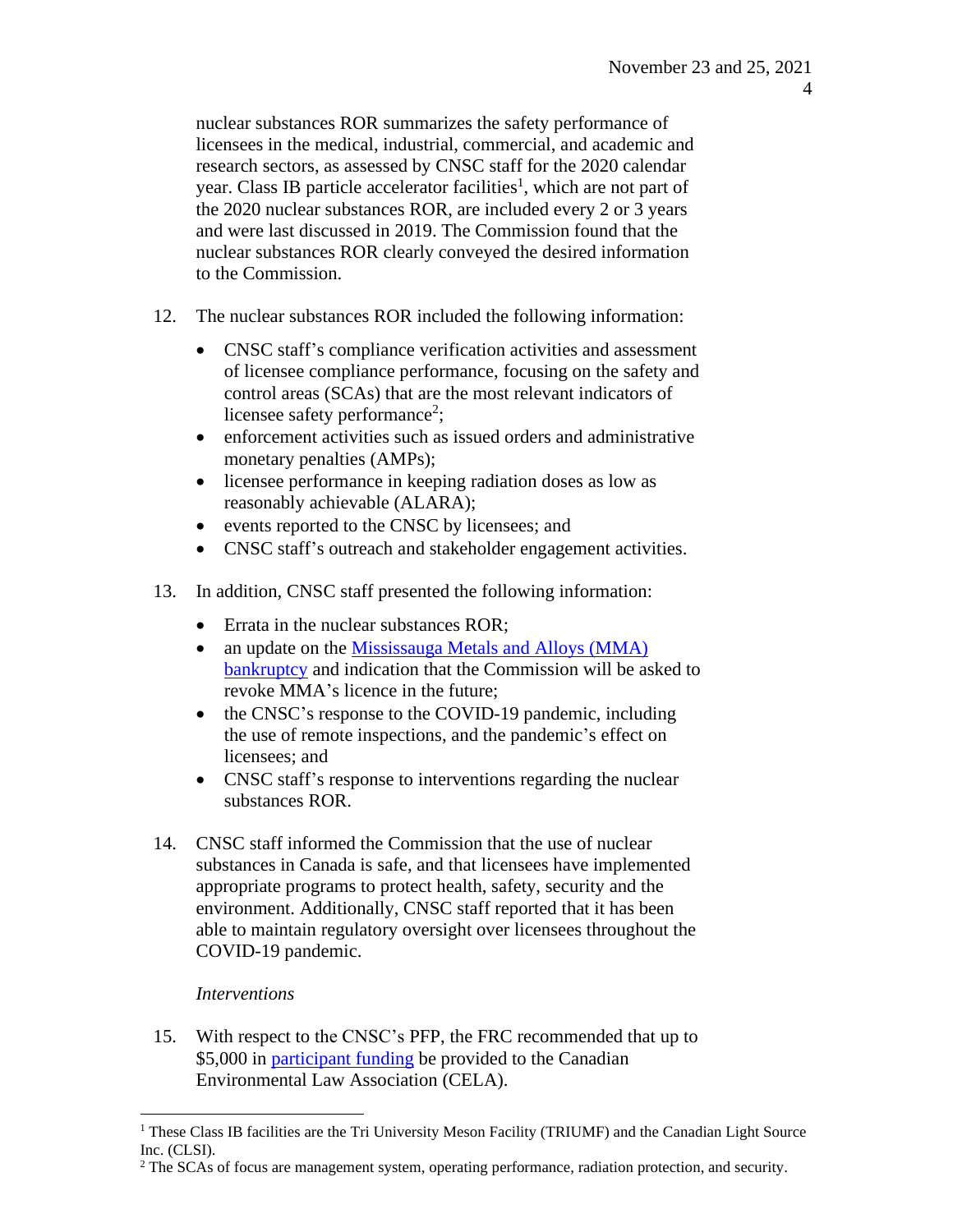nuclear substances ROR summarizes the safety performance of licensees in the medical, industrial, commercial, and academic and research sectors, as assessed by CNSC staff for the 2020 calendar year. Class IB particle accelerator facilities[1], which are not part of the 2020 nuclear substances ROR, are included every 2 or 3 years and were last discussed in 2019. The Commission found that the nuclear substances ROR clearly conveyed the desired information to the Commission.

12. The nuclear substances ROR included the following information:
    - CNSC staff's compliance verification activities and assessment of licensee compliance performance, focusing on the safety and control areas (SCAs) that are the most relevant indicators of licensee safety performance[2];
    - enforcement activities such as issued orders and administrative monetary penalties (AMPs);
    - licensee performance in keeping radiation doses as low as reasonably achievable (ALARA);
    - events reported to the CNSC by licensees; and
    - CNSC staff's outreach and stakeholder engagement activities.

13. In addition, CNSC staff presented the following information:
    - Errata in the nuclear substances ROR;
    - an update on the Mississauga Metals and Alloys (MMA) bankruptcy and indication that the Commission will be asked to revoke MMA's licence in the future;
    - the CNSC's response to the COVID-19 pandemic, including the use of remote inspections, and the pandemic's effect on licensees; and
    - CNSC staff's response to interventions regarding the nuclear substances ROR.

14. CNSC staff informed the Commission that the use of nuclear substances in Canada is safe, and that licensees have implemented appropriate programs to protect health, safety, security and the environment. Additionally, CNSC staff reported that it has been able to maintain regulatory oversight over licensees throughout the COVID-19 pandemic.

*Interventions*

15. With respect to the CNSC's PFP, the FRC recommended that up to $5,000 in participant funding be provided to the Canadian Environmental Law Association (CELA).

---

[1] These Class IB facilities are the Tri University Meson Facility (TRIUMF) and the Canadian Light Source Inc. (CLSI).

[2] The SCAs of focus are management system, operating performance, radiation protection, and security.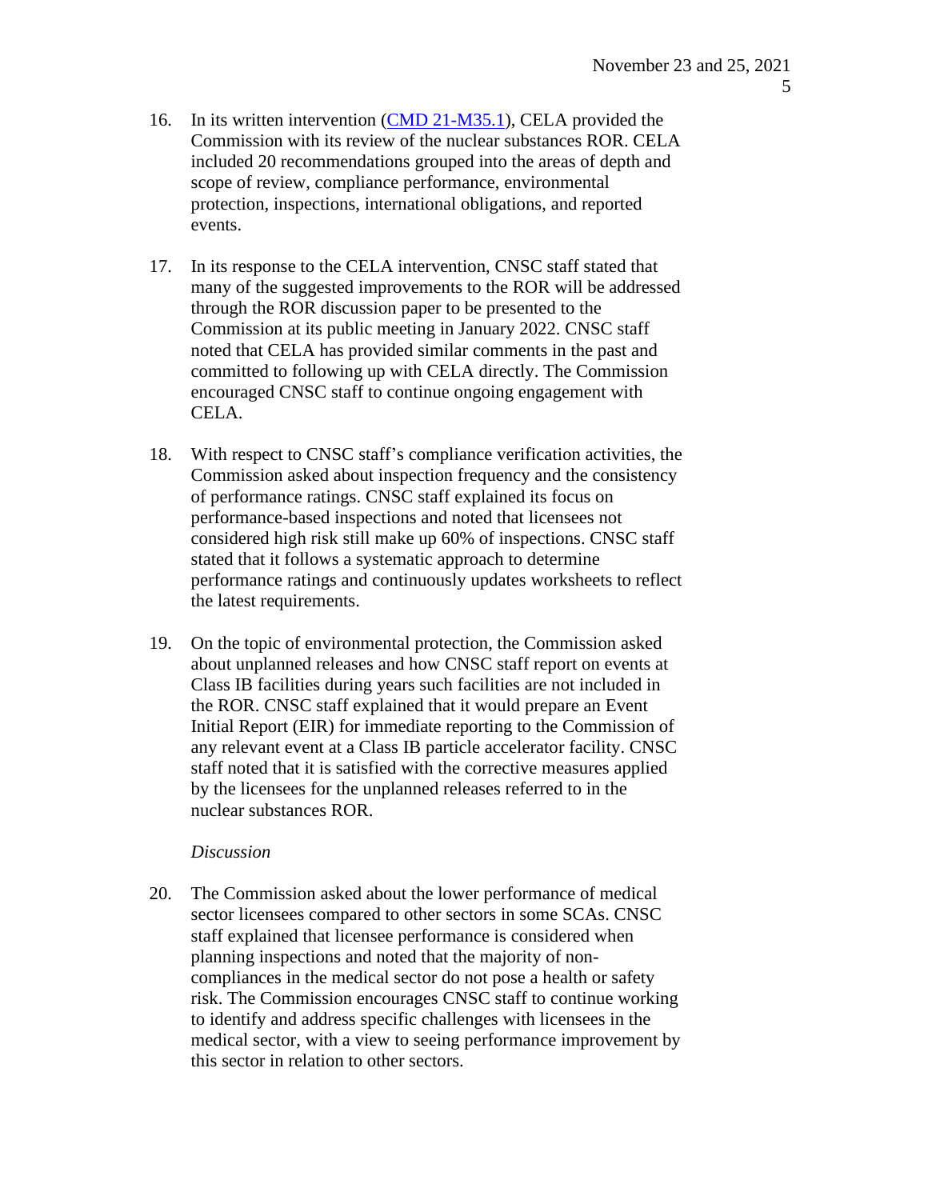16. In its written intervention ([CMD 21-M35.1]), CELA provided the Commission with its review of the nuclear substances ROR. CELA included 20 recommendations grouped into the areas of depth and scope of review, compliance performance, environmental protection, inspections, international obligations, and reported events.

17. In its response to the CELA intervention, CNSC staff stated that many of the suggested improvements to the ROR will be addressed through the ROR discussion paper to be presented to the Commission at its public meeting in January 2022. CNSC staff noted that CELA has provided similar comments in the past and committed to following up with CELA directly. The Commission encouraged CNSC staff to continue ongoing engagement with CELA.

18. With respect to CNSC staff's compliance verification activities, the Commission asked about inspection frequency and the consistency of performance ratings. CNSC staff explained its focus on performance-based inspections and noted that licensees not considered high risk still make up 60% of inspections. CNSC staff stated that it follows a systematic approach to determine performance ratings and continuously updates worksheets to reflect the latest requirements.

19. On the topic of environmental protection, the Commission asked about unplanned releases and how CNSC staff report on events at Class IB facilities during years such facilities are not included in the ROR. CNSC staff explained that it would prepare an Event Initial Report (EIR) for immediate reporting to the Commission of any relevant event at a Class IB particle accelerator facility. CNSC staff noted that it is satisfied with the corrective measures applied by the licensees for the unplanned releases referred to in the nuclear substances ROR.

*Discussion*

20. The Commission asked about the lower performance of medical sector licensees compared to other sectors in some SCAs. CNSC staff explained that licensee performance is considered when planning inspections and noted that the majority of non-compliances in the medical sector do not pose a health or safety risk. The Commission encourages CNSC staff to continue working to identify and address specific challenges with licensees in the medical sector, with a view to seeing performance improvement by this sector in relation to other sectors.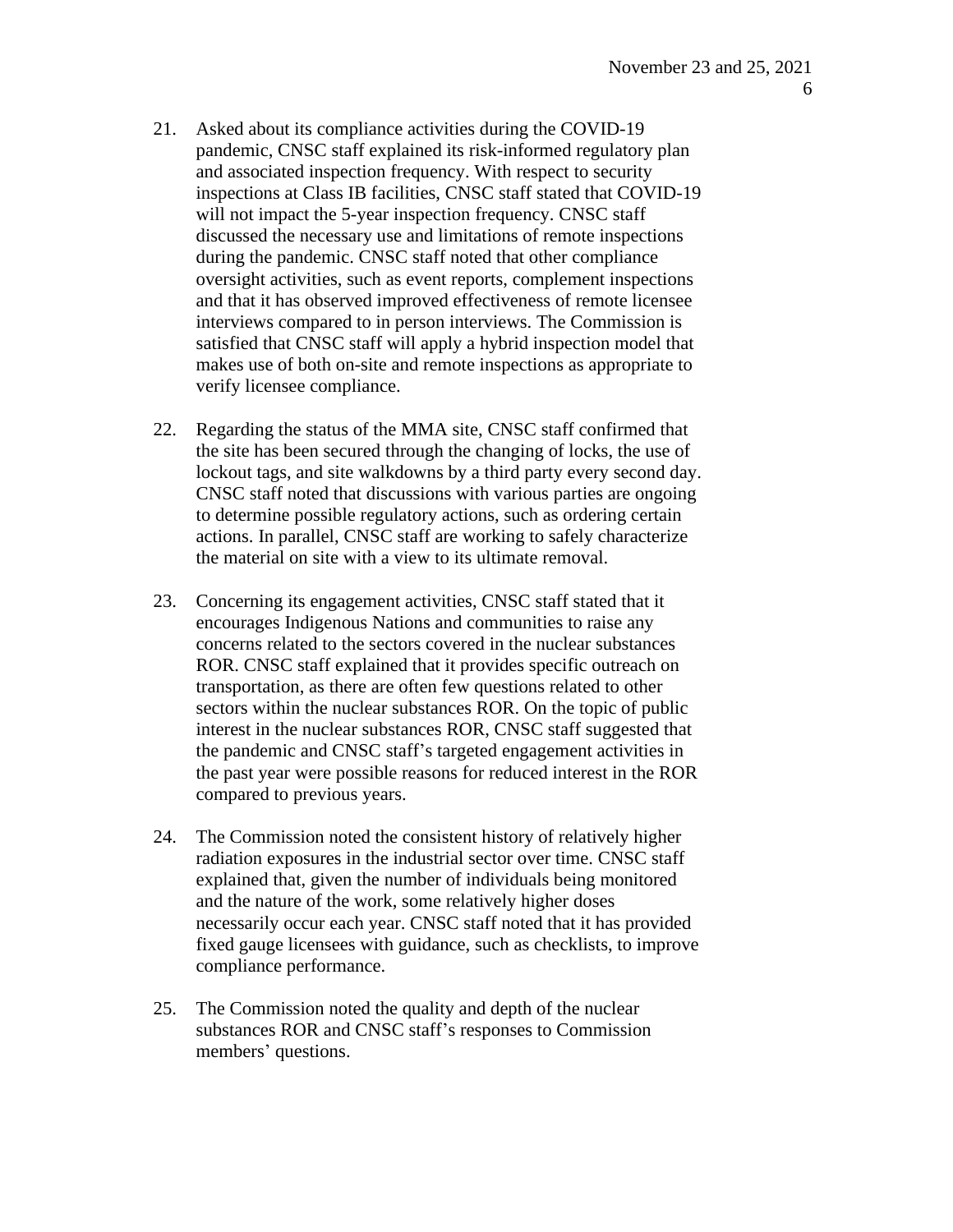21. Asked about its compliance activities during the COVID-19 pandemic, CNSC staff explained its risk-informed regulatory plan and associated inspection frequency. With respect to security inspections at Class IB facilities, CNSC staff stated that COVID-19 will not impact the 5-year inspection frequency. CNSC staff discussed the necessary use and limitations of remote inspections during the pandemic. CNSC staff noted that other compliance oversight activities, such as event reports, complement inspections and that it has observed improved effectiveness of remote licensee interviews compared to in person interviews. The Commission is satisfied that CNSC staff will apply a hybrid inspection model that makes use of both on-site and remote inspections as appropriate to verify licensee compliance.

22. Regarding the status of the MMA site, CNSC staff confirmed that the site has been secured through the changing of locks, the use of lockout tags, and site walkdowns by a third party every second day. CNSC staff noted that discussions with various parties are ongoing to determine possible regulatory actions, such as ordering certain actions. In parallel, CNSC staff are working to safely characterize the material on site with a view to its ultimate removal.

23. Concerning its engagement activities, CNSC staff stated that it encourages Indigenous Nations and communities to raise any concerns related to the sectors covered in the nuclear substances ROR. CNSC staff explained that it provides specific outreach on transportation, as there are often few questions related to other sectors within the nuclear substances ROR. On the topic of public interest in the nuclear substances ROR, CNSC staff suggested that the pandemic and CNSC staff's targeted engagement activities in the past year were possible reasons for reduced interest in the ROR compared to previous years.

24. The Commission noted the consistent history of relatively higher radiation exposures in the industrial sector over time. CNSC staff explained that, given the number of individuals being monitored and the nature of the work, some relatively higher doses necessarily occur each year. CNSC staff noted that it has provided fixed gauge licensees with guidance, such as checklists, to improve compliance performance.

25. The Commission noted the quality and depth of the nuclear substances ROR and CNSC staff's responses to Commission members' questions.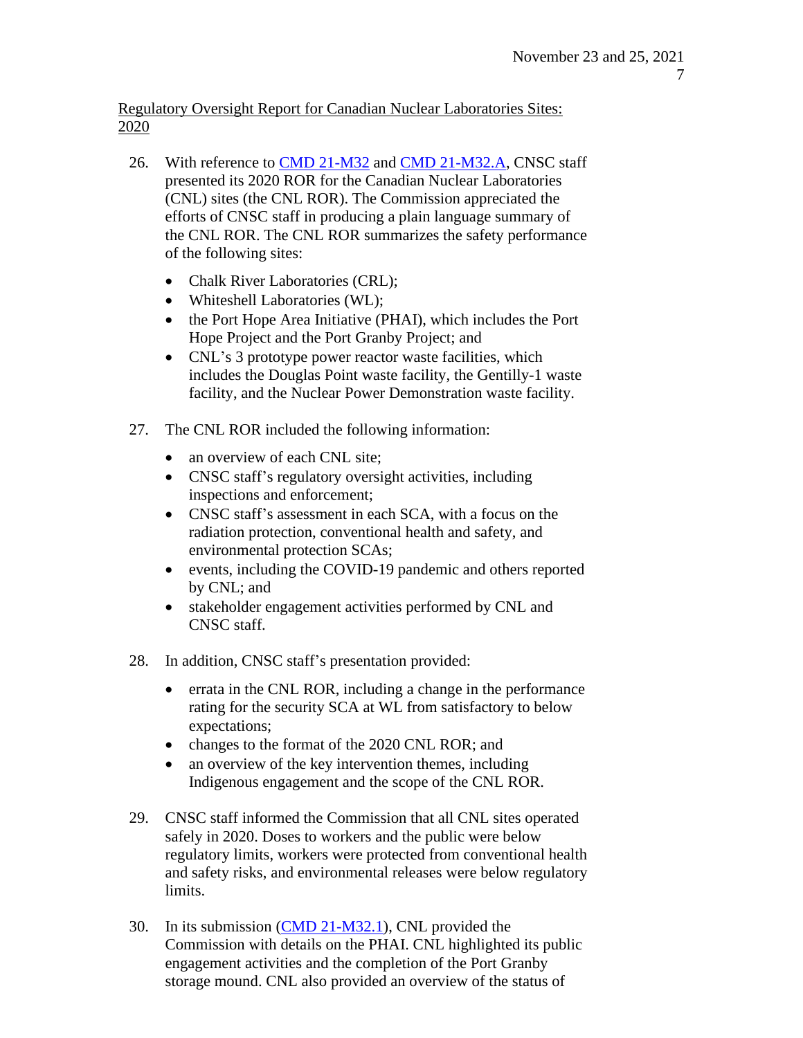Regulatory Oversight Report for Canadian Nuclear Laboratories Sites: 2020

26. With reference to CMD 21-M32 and CMD 21-M32.A, CNSC staff presented its 2020 ROR for the Canadian Nuclear Laboratories (CNL) sites (the CNL ROR). The Commission appreciated the efforts of CNSC staff in producing a plain language summary of the CNL ROR. The CNL ROR summarizes the safety performance of the following sites:

    - Chalk River Laboratories (CRL);
    - Whiteshell Laboratories (WL);
    - the Port Hope Area Initiative (PHAI), which includes the Port Hope Project and the Port Granby Project; and
    - CNL's 3 prototype power reactor waste facilities, which includes the Douglas Point waste facility, the Gentilly-1 waste facility, and the Nuclear Power Demonstration waste facility.

27. The CNL ROR included the following information:

    - an overview of each CNL site;
    - CNSC staff's regulatory oversight activities, including inspections and enforcement;
    - CNSC staff's assessment in each SCA, with a focus on the radiation protection, conventional health and safety, and environmental protection SCAs;
    - events, including the COVID-19 pandemic and others reported by CNL; and
    - stakeholder engagement activities performed by CNL and CNSC staff.

28. In addition, CNSC staff's presentation provided:

    - errata in the CNL ROR, including a change in the performance rating for the security SCA at WL from satisfactory to below expectations;
    - changes to the format of the 2020 CNL ROR; and
    - an overview of the key intervention themes, including Indigenous engagement and the scope of the CNL ROR.

29. CNSC staff informed the Commission that all CNL sites operated safely in 2020. Doses to workers and the public were below regulatory limits, workers were protected from conventional health and safety risks, and environmental releases were below regulatory limits.

30. In its submission (CMD 21-M32.1), CNL provided the Commission with details on the PHAI. CNL highlighted its public engagement activities and the completion of the Port Granby storage mound. CNL also provided an overview of the status of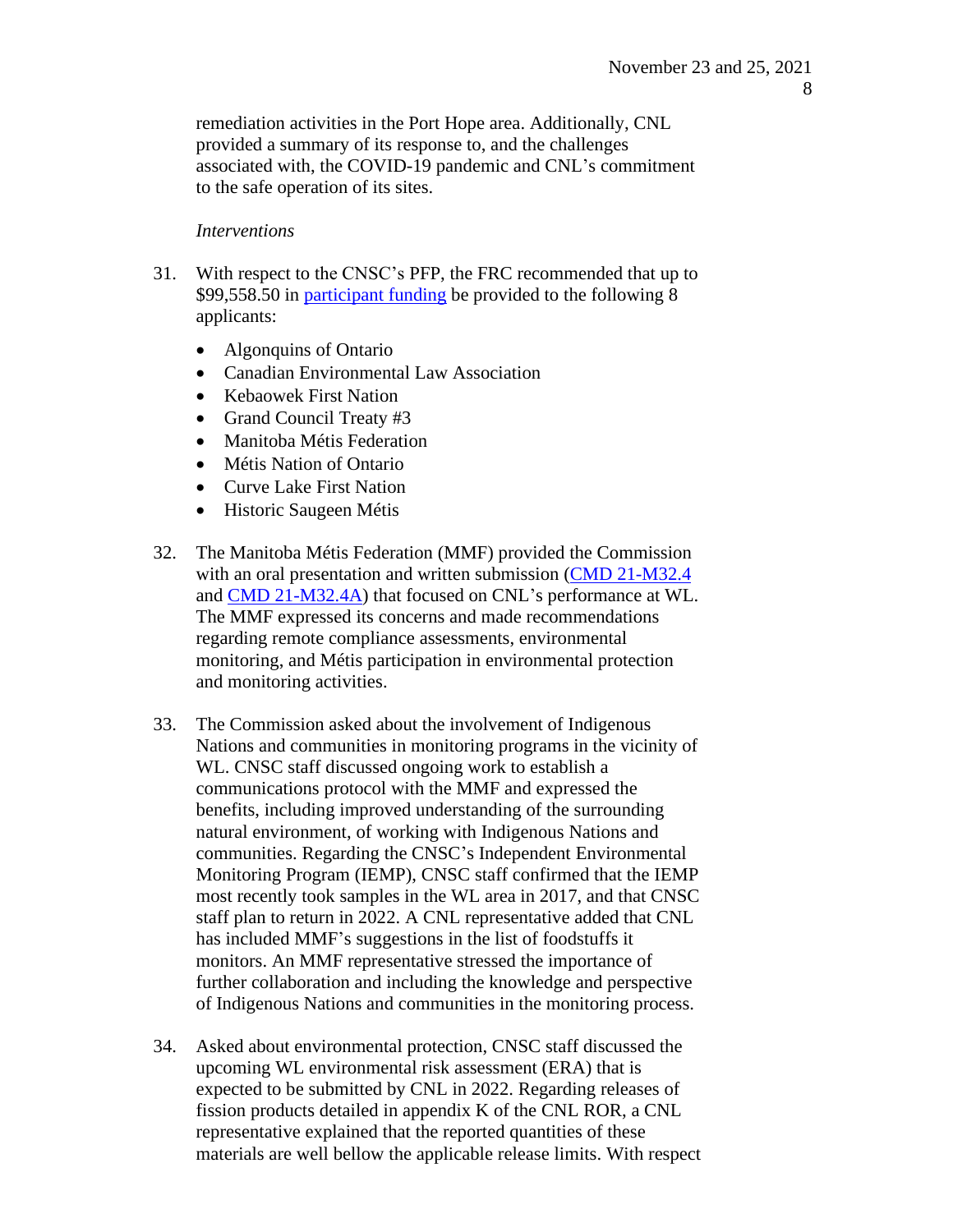remediation activities in the Port Hope area. Additionally, CNL provided a summary of its response to, and the challenges associated with, the COVID-19 pandemic and CNL's commitment to the safe operation of its sites.

*Interventions*

31. With respect to the CNSC's PFP, the FRC recommended that up to $99,558.50 in [participant funding](participant funding) be provided to the following 8 applicants:

    - Algonquins of Ontario
    - Canadian Environmental Law Association
    - Kebaowek First Nation
    - Grand Council Treaty #3
    - Manitoba Métis Federation
    - Métis Nation of Ontario
    - Curve Lake First Nation
    - Historic Saugeen Métis

32. The Manitoba Métis Federation (MMF) provided the Commission with an oral presentation and written submission (CMD 21-M32.4 and CMD 21-M32.4A) that focused on CNL's performance at WL. The MMF expressed its concerns and made recommendations regarding remote compliance assessments, environmental monitoring, and Métis participation in environmental protection and monitoring activities.

33. The Commission asked about the involvement of Indigenous Nations and communities in monitoring programs in the vicinity of WL. CNSC staff discussed ongoing work to establish a communications protocol with the MMF and expressed the benefits, including improved understanding of the surrounding natural environment, of working with Indigenous Nations and communities. Regarding the CNSC's Independent Environmental Monitoring Program (IEMP), CNSC staff confirmed that the IEMP most recently took samples in the WL area in 2017, and that CNSC staff plan to return in 2022. A CNL representative added that CNL has included MMF's suggestions in the list of foodstuffs it monitors. An MMF representative stressed the importance of further collaboration and including the knowledge and perspective of Indigenous Nations and communities in the monitoring process.

34. Asked about environmental protection, CNSC staff discussed the upcoming WL environmental risk assessment (ERA) that is expected to be submitted by CNL in 2022. Regarding releases of fission products detailed in appendix K of the CNL ROR, a CNL representative explained that the reported quantities of these materials are well bellow the applicable release limits. With respect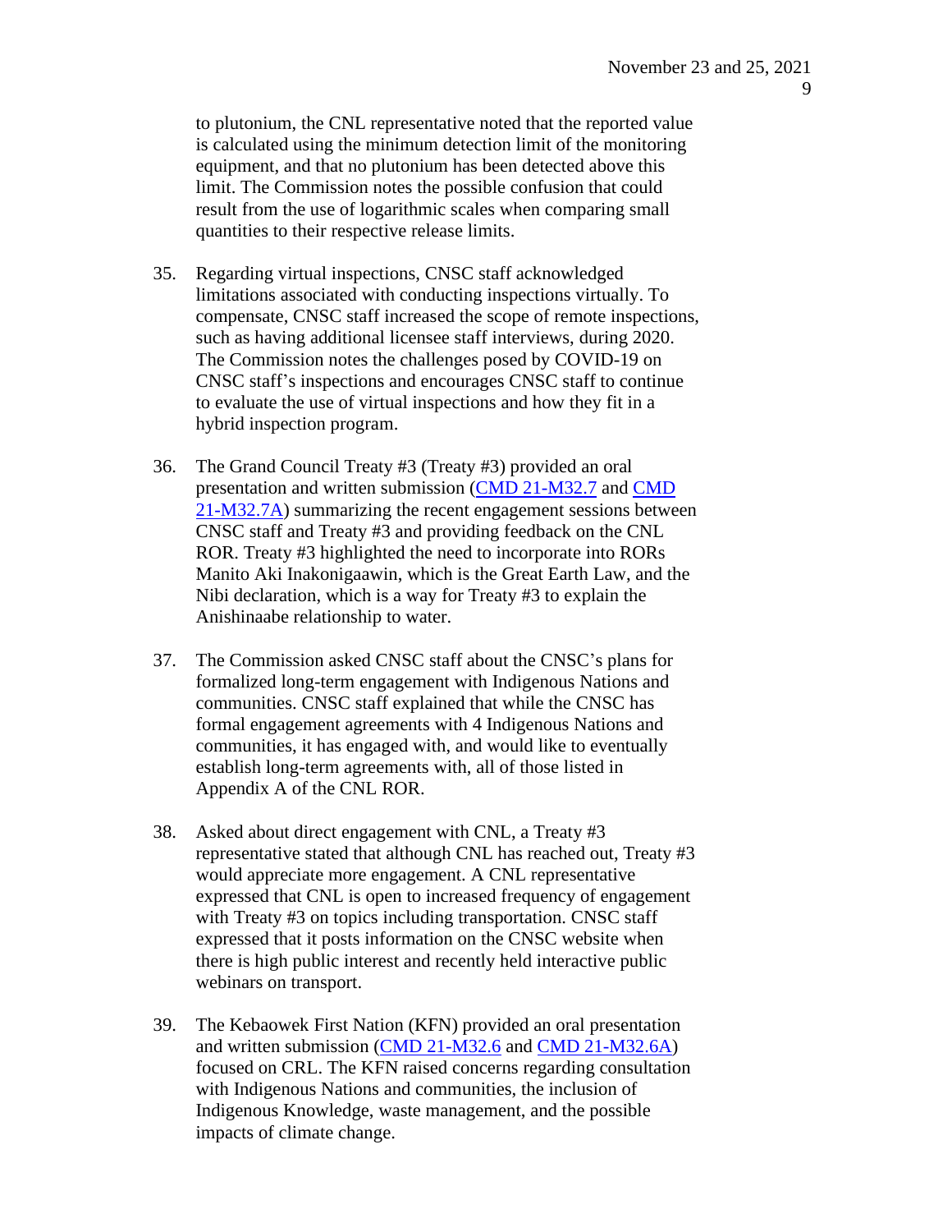to plutonium, the CNL representative noted that the reported value is calculated using the minimum detection limit of the monitoring equipment, and that no plutonium has been detected above this limit. The Commission notes the possible confusion that could result from the use of logarithmic scales when comparing small quantities to their respective release limits.

35. Regarding virtual inspections, CNSC staff acknowledged limitations associated with conducting inspections virtually. To compensate, CNSC staff increased the scope of remote inspections, such as having additional licensee staff interviews, during 2020. The Commission notes the challenges posed by COVID-19 on CNSC staff's inspections and encourages CNSC staff to continue to evaluate the use of virtual inspections and how they fit in a hybrid inspection program.

36. The Grand Council Treaty #3 (Treaty #3) provided an oral presentation and written submission (CMD 21-M32.7 and CMD 21-M32.7A) summarizing the recent engagement sessions between CNSC staff and Treaty #3 and providing feedback on the CNL ROR. Treaty #3 highlighted the need to incorporate into RORs Manito Aki Inakonigaawin, which is the Great Earth Law, and the Nibi declaration, which is a way for Treaty #3 to explain the Anishinaabe relationship to water.

37. The Commission asked CNSC staff about the CNSC's plans for formalized long-term engagement with Indigenous Nations and communities. CNSC staff explained that while the CNSC has formal engagement agreements with 4 Indigenous Nations and communities, it has engaged with, and would like to eventually establish long-term agreements with, all of those listed in Appendix A of the CNL ROR.

38. Asked about direct engagement with CNL, a Treaty #3 representative stated that although CNL has reached out, Treaty #3 would appreciate more engagement. A CNL representative expressed that CNL is open to increased frequency of engagement with Treaty #3 on topics including transportation. CNSC staff expressed that it posts information on the CNSC website when there is high public interest and recently held interactive public webinars on transport.

39. The Kebaowek First Nation (KFN) provided an oral presentation and written submission (CMD 21-M32.6 and CMD 21-M32.6A) focused on CRL. The KFN raised concerns regarding consultation with Indigenous Nations and communities, the inclusion of Indigenous Knowledge, waste management, and the possible impacts of climate change.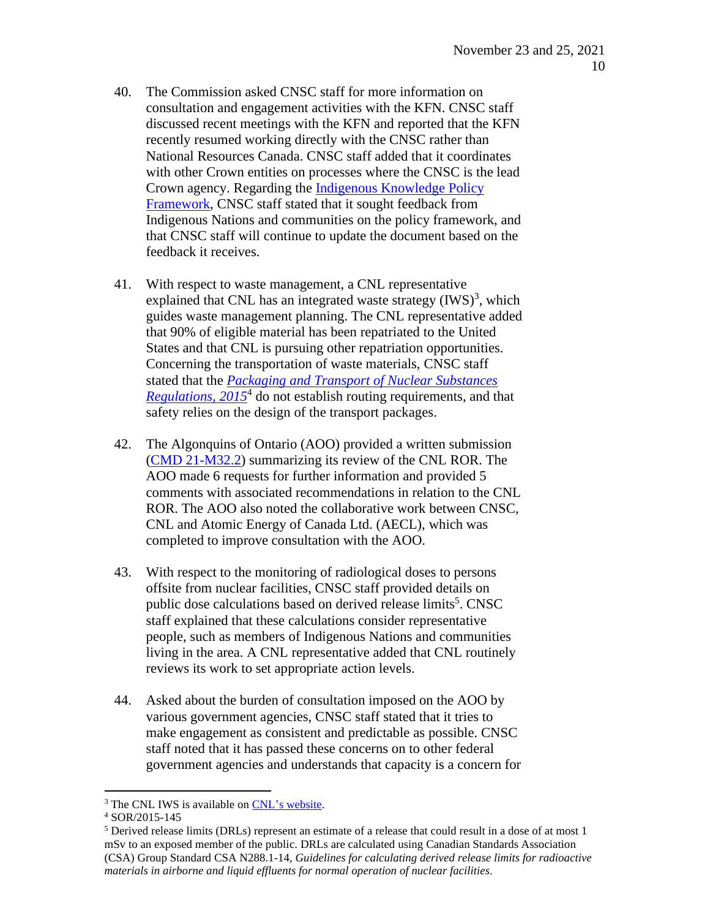40. The Commission asked CNSC staff for more information on consultation and engagement activities with the KFN. CNSC staff discussed recent meetings with the KFN and reported that the KFN recently resumed working directly with the CNSC rather than National Resources Canada. CNSC staff added that it coordinates with other Crown entities on processes where the CNSC is the lead Crown agency. Regarding the Indigenous Knowledge Policy Framework, CNSC staff stated that it sought feedback from Indigenous Nations and communities on the policy framework, and that CNSC staff will continue to update the document based on the feedback it receives.

41. With respect to waste management, a CNL representative explained that CNL has an integrated waste strategy (IWS)[3], which guides waste management planning. The CNL representative added that 90% of eligible material has been repatriated to the United States and that CNL is pursuing other repatriation opportunities. Concerning the transportation of waste materials, CNSC staff stated that the *Packaging and Transport of Nuclear Substances Regulations, 2015*[4] do not establish routing requirements, and that safety relies on the design of the transport packages.

42. The Algonquins of Ontario (AOO) provided a written submission (CMD 21-M32.2) summarizing its review of the CNL ROR. The AOO made 6 requests for further information and provided 5 comments with associated recommendations in relation to the CNL ROR. The AOO also noted the collaborative work between CNSC, CNL and Atomic Energy of Canada Ltd. (AECL), which was completed to improve consultation with the AOO.

43. With respect to the monitoring of radiological doses to persons offsite from nuclear facilities, CNSC staff provided details on public dose calculations based on derived release limits[5]. CNSC staff explained that these calculations consider representative people, such as members of Indigenous Nations and communities living in the area. A CNL representative added that CNL routinely reviews its work to set appropriate action levels.

44. Asked about the burden of consultation imposed on the AOO by various government agencies, CNSC staff stated that it tries to make engagement as consistent and predictable as possible. CNSC staff noted that it has passed these concerns on to other federal government agencies and understands that capacity is a concern for

---

[3] The CNL IWS is available on CNL's website.

[4] SOR/2015-145

[5] Derived release limits (DRLs) represent an estimate of a release that could result in a dose of at most 1 mSv to an exposed member of the public. DRLs are calculated using Canadian Standards Association (CSA) Group Standard CSA N288.1-14, *Guidelines for calculating derived release limits for radioactive materials in airborne and liquid effluents for normal operation of nuclear facilities.*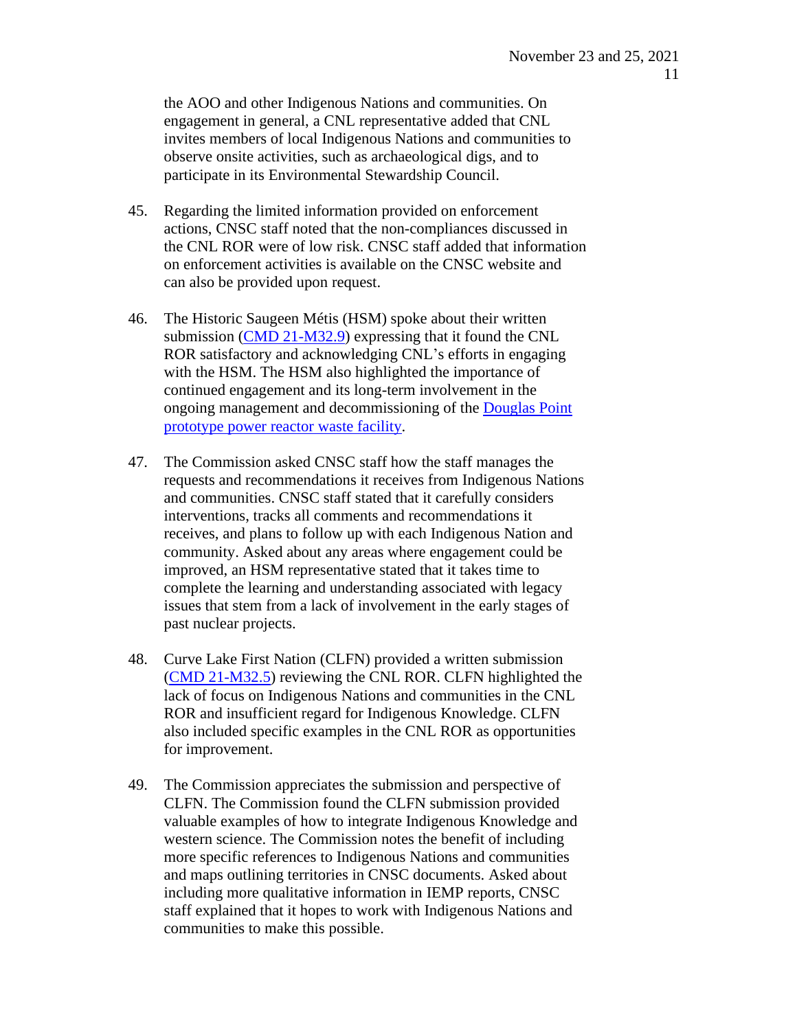the AOO and other Indigenous Nations and communities. On engagement in general, a CNL representative added that CNL invites members of local Indigenous Nations and communities to observe onsite activities, such as archaeological digs, and to participate in its Environmental Stewardship Council.

45. Regarding the limited information provided on enforcement actions, CNSC staff noted that the non-compliances discussed in the CNL ROR were of low risk. CNSC staff added that information on enforcement activities is available on the CNSC website and can also be provided upon request.

46. The Historic Saugeen Métis (HSM) spoke about their written submission (CMD 21-M32.9) expressing that it found the CNL ROR satisfactory and acknowledging CNL's efforts in engaging with the HSM. The HSM also highlighted the importance of continued engagement and its long-term involvement in the ongoing management and decommissioning of the Douglas Point prototype power reactor waste facility.

47. The Commission asked CNSC staff how the staff manages the requests and recommendations it receives from Indigenous Nations and communities. CNSC staff stated that it carefully considers interventions, tracks all comments and recommendations it receives, and plans to follow up with each Indigenous Nation and community. Asked about any areas where engagement could be improved, an HSM representative stated that it takes time to complete the learning and understanding associated with legacy issues that stem from a lack of involvement in the early stages of past nuclear projects.

48. Curve Lake First Nation (CLFN) provided a written submission (CMD 21-M32.5) reviewing the CNL ROR. CLFN highlighted the lack of focus on Indigenous Nations and communities in the CNL ROR and insufficient regard for Indigenous Knowledge. CLFN also included specific examples in the CNL ROR as opportunities for improvement.

49. The Commission appreciates the submission and perspective of CLFN. The Commission found the CLFN submission provided valuable examples of how to integrate Indigenous Knowledge and western science. The Commission notes the benefit of including more specific references to Indigenous Nations and communities and maps outlining territories in CNSC documents. Asked about including more qualitative information in IEMP reports, CNSC staff explained that it hopes to work with Indigenous Nations and communities to make this possible.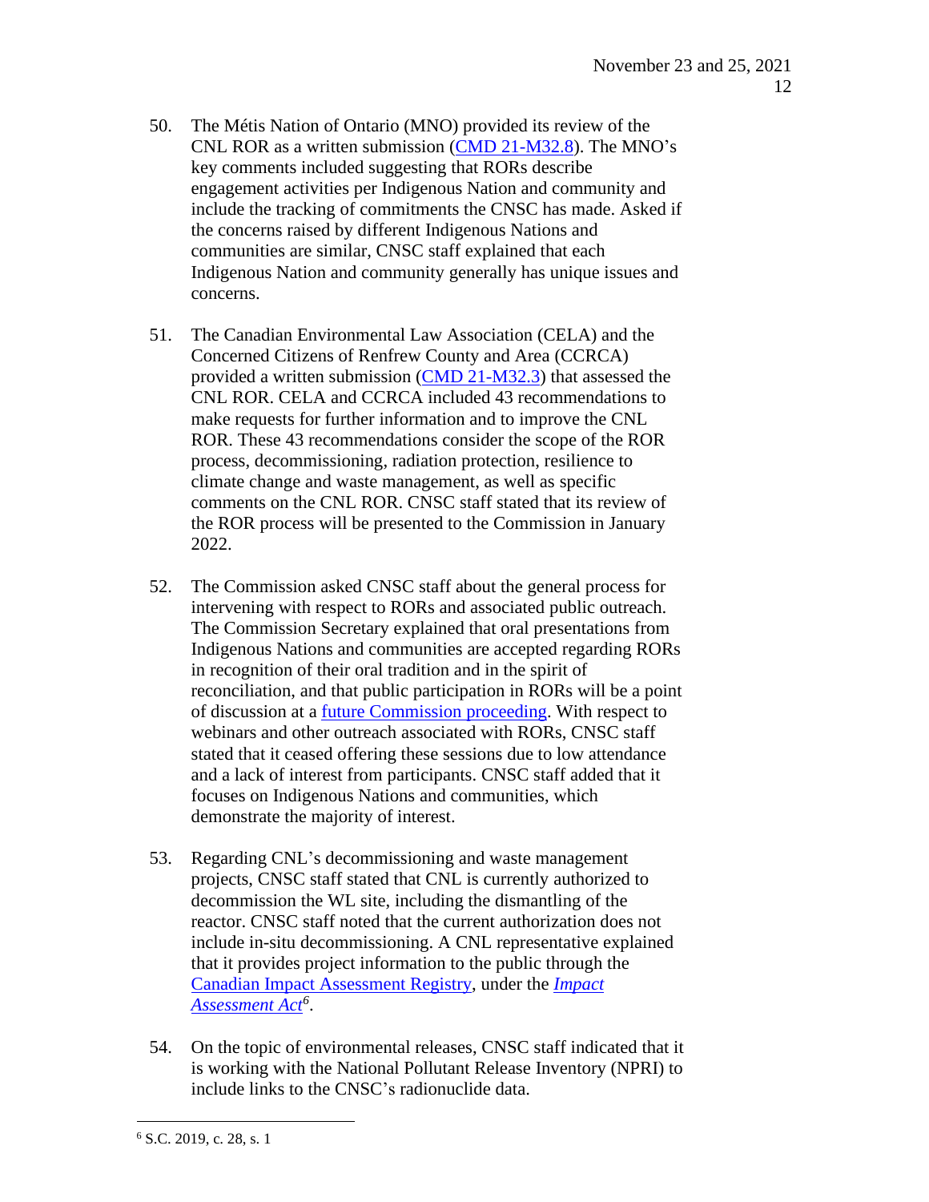50. The Métis Nation of Ontario (MNO) provided its review of the CNL ROR as a written submission (CMD 21-M32.8). The MNO's key comments included suggesting that RORs describe engagement activities per Indigenous Nation and community and include the tracking of commitments the CNSC has made. Asked if the concerns raised by different Indigenous Nations and communities are similar, CNSC staff explained that each Indigenous Nation and community generally has unique issues and concerns.

51. The Canadian Environmental Law Association (CELA) and the Concerned Citizens of Renfrew County and Area (CCRCA) provided a written submission (CMD 21-M32.3) that assessed the CNL ROR. CELA and CCRCA included 43 recommendations to make requests for further information and to improve the CNL ROR. These 43 recommendations consider the scope of the ROR process, decommissioning, radiation protection, resilience to climate change and waste management, as well as specific comments on the CNL ROR. CNSC staff stated that its review of the ROR process will be presented to the Commission in January 2022.

52. The Commission asked CNSC staff about the general process for intervening with respect to RORs and associated public outreach. The Commission Secretary explained that oral presentations from Indigenous Nations and communities are accepted regarding RORs in recognition of their oral tradition and in the spirit of reconciliation, and that public participation in RORs will be a point of discussion at a future Commission proceeding. With respect to webinars and other outreach associated with RORs, CNSC staff stated that it ceased offering these sessions due to low attendance and a lack of interest from participants. CNSC staff added that it focuses on Indigenous Nations and communities, which demonstrate the majority of interest.

53. Regarding CNL's decommissioning and waste management projects, CNSC staff stated that CNL is currently authorized to decommission the WL site, including the dismantling of the reactor. CNSC staff noted that the current authorization does not include in-situ decommissioning. A CNL representative explained that it provides project information to the public through the Canadian Impact Assessment Registry, under the *Impact Assessment Act*[6].

54. On the topic of environmental releases, CNSC staff indicated that it is working with the National Pollutant Release Inventory (NPRI) to include links to the CNSC's radionuclide data.

---

[6] S.C. 2019, c. 28, s. 1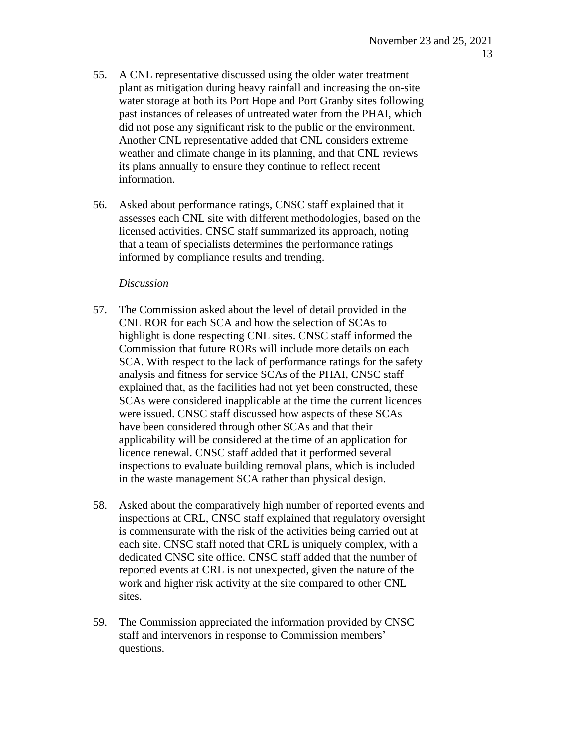55. A CNL representative discussed using the older water treatment plant as mitigation during heavy rainfall and increasing the on-site water storage at both its Port Hope and Port Granby sites following past instances of releases of untreated water from the PHAI, which did not pose any significant risk to the public or the environment. Another CNL representative added that CNL considers extreme weather and climate change in its planning, and that CNL reviews its plans annually to ensure they continue to reflect recent information.

56. Asked about performance ratings, CNSC staff explained that it assesses each CNL site with different methodologies, based on the licensed activities. CNSC staff summarized its approach, noting that a team of specialists determines the performance ratings informed by compliance results and trending.

*Discussion*

57. The Commission asked about the level of detail provided in the CNL ROR for each SCA and how the selection of SCAs to highlight is done respecting CNL sites. CNSC staff informed the Commission that future RORs will include more details on each SCA. With respect to the lack of performance ratings for the safety analysis and fitness for service SCAs of the PHAI, CNSC staff explained that, as the facilities had not yet been constructed, these SCAs were considered inapplicable at the time the current licences were issued. CNSC staff discussed how aspects of these SCAs have been considered through other SCAs and that their applicability will be considered at the time of an application for licence renewal. CNSC staff added that it performed several inspections to evaluate building removal plans, which is included in the waste management SCA rather than physical design.

58. Asked about the comparatively high number of reported events and inspections at CRL, CNSC staff explained that regulatory oversight is commensurate with the risk of the activities being carried out at each site. CNSC staff noted that CRL is uniquely complex, with a dedicated CNSC site office. CNSC staff added that the number of reported events at CRL is not unexpected, given the nature of the work and higher risk activity at the site compared to other CNL sites.

59. The Commission appreciated the information provided by CNSC staff and intervenors in response to Commission members' questions.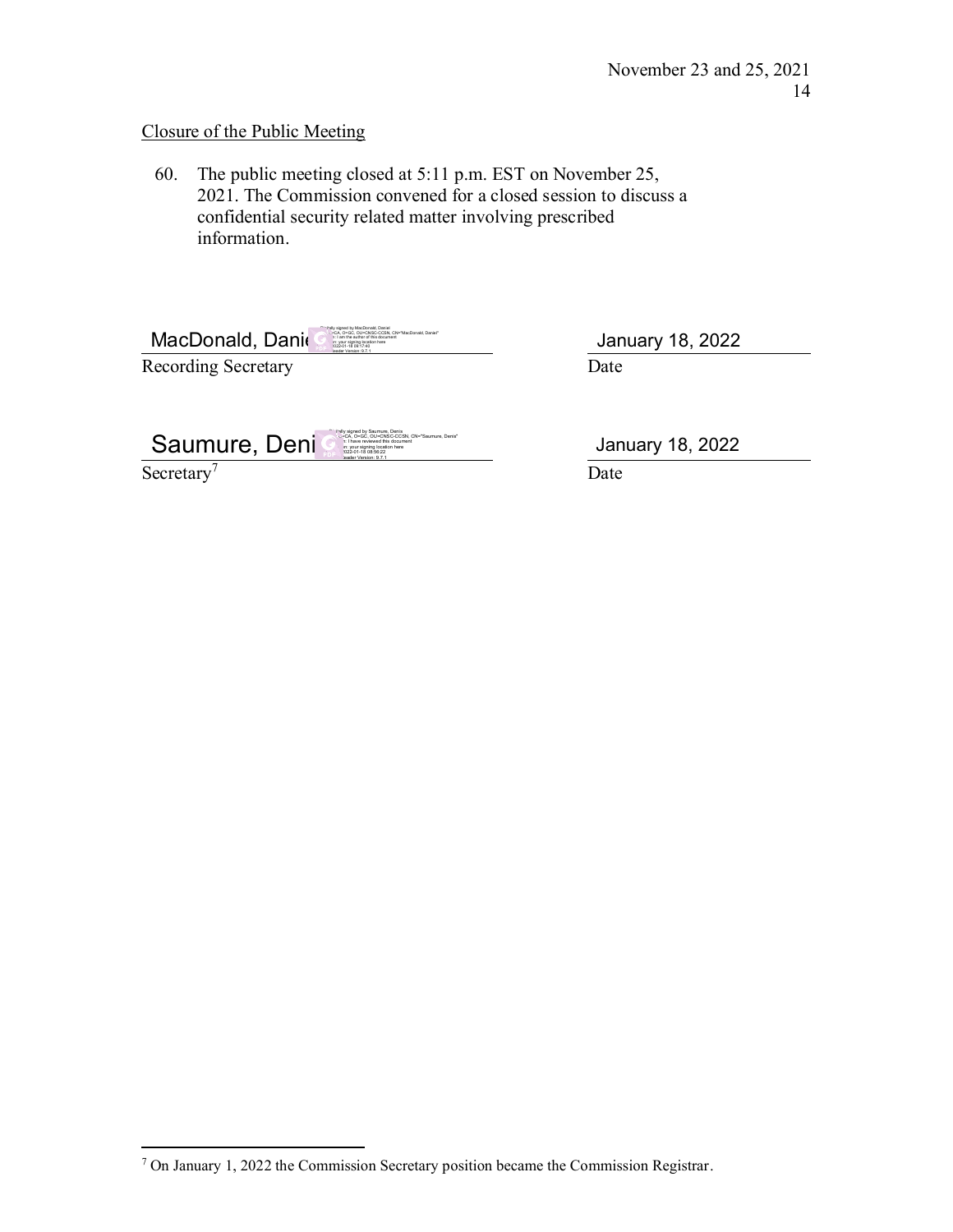Closure of the Public Meeting

60. The public meeting closed at 5:11 p.m. EST on November 25, 2021. The Commission convened for a closed session to discuss a confidential security related matter involving prescribed information.

MacDonald, Daniel — January 18, 2022

Recording Secretary — Date

Saumure, Denis — January 18, 2022

Secretary[7] — Date

[7] On January 1, 2022 the Commission Secretary position became the Commission Registrar.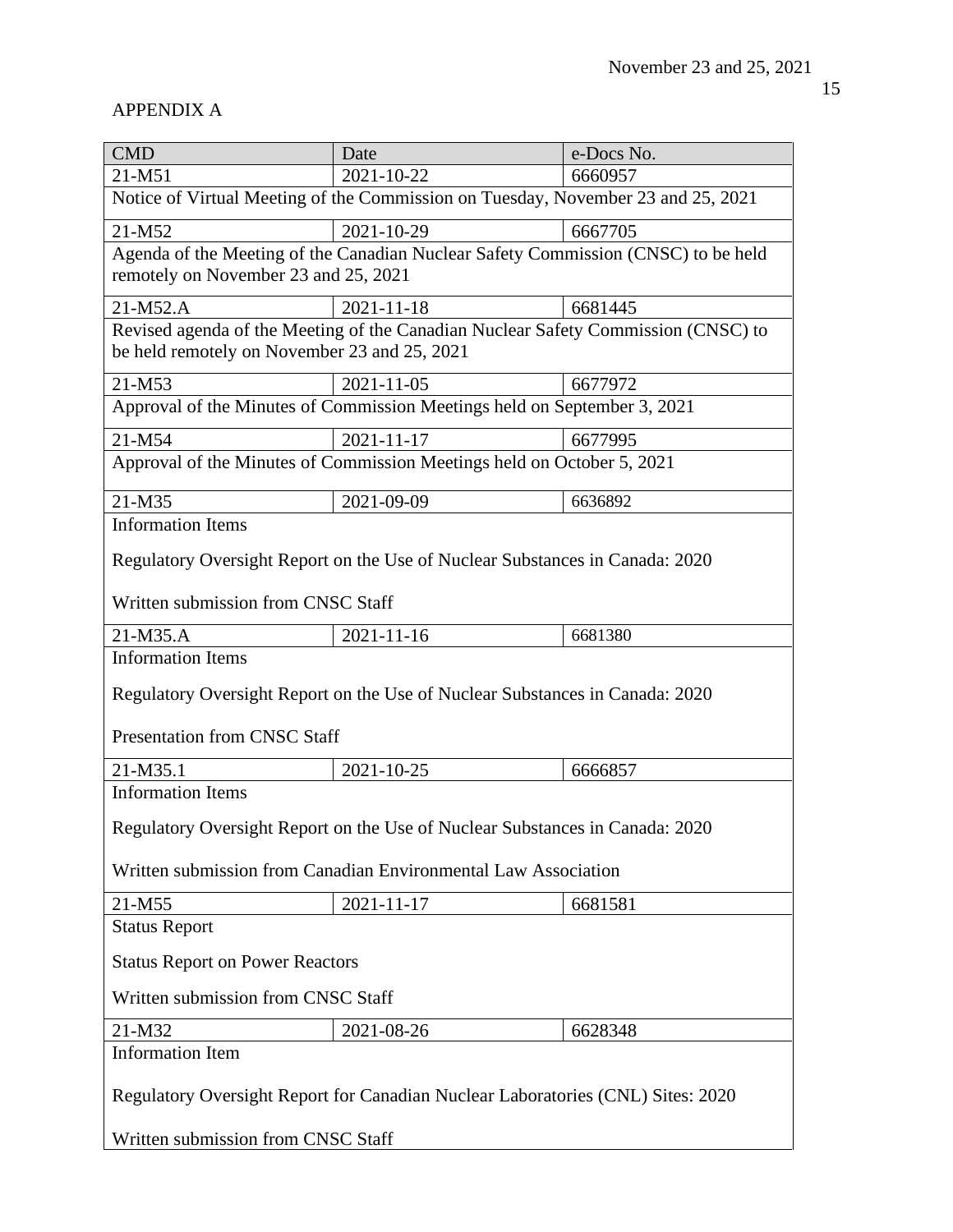APPENDIX A

| CMD | Date | e-Docs No. |
|---|---|---|
| 21-M51 | 2021-10-22 | 6660957 |
| Notice of Virtual Meeting of the Commission on Tuesday, November 23 and 25, 2021 | | |
| 21-M52 | 2021-10-29 | 6667705 |
| Agenda of the Meeting of the Canadian Nuclear Safety Commission (CNSC) to be held remotely on November 23 and 25, 2021 | | |
| 21-M52.A | 2021-11-18 | 6681445 |
| Revised agenda of the Meeting of the Canadian Nuclear Safety Commission (CNSC) to be held remotely on November 23 and 25, 2021 | | |
| 21-M53 | 2021-11-05 | 6677972 |
| Approval of the Minutes of Commission Meetings held on September 3, 2021 | | |
| 21-M54 | 2021-11-17 | 6677995 |
| Approval of the Minutes of Commission Meetings held on October 5, 2021 | | |
| 21-M35 | 2021-09-09 | 6636892 |
| Information Items<br><br>Regulatory Oversight Report on the Use of Nuclear Substances in Canada: 2020<br><br>Written submission from CNSC Staff | | |
| 21-M35.A | 2021-11-16 | 6681380 |
| Information Items<br><br>Regulatory Oversight Report on the Use of Nuclear Substances in Canada: 2020<br><br>Presentation from CNSC Staff | | |
| 21-M35.1 | 2021-10-25 | 6666857 |
| Information Items<br><br>Regulatory Oversight Report on the Use of Nuclear Substances in Canada: 2020<br><br>Written submission from Canadian Environmental Law Association | | |
| 21-M55 | 2021-11-17 | 6681581 |
| Status Report<br><br>Status Report on Power Reactors<br><br>Written submission from CNSC Staff | | |
| 21-M32 | 2021-08-26 | 6628348 |
| Information Item<br><br>Regulatory Oversight Report for Canadian Nuclear Laboratories (CNL) Sites: 2020<br><br>Written submission from CNSC Staff | | |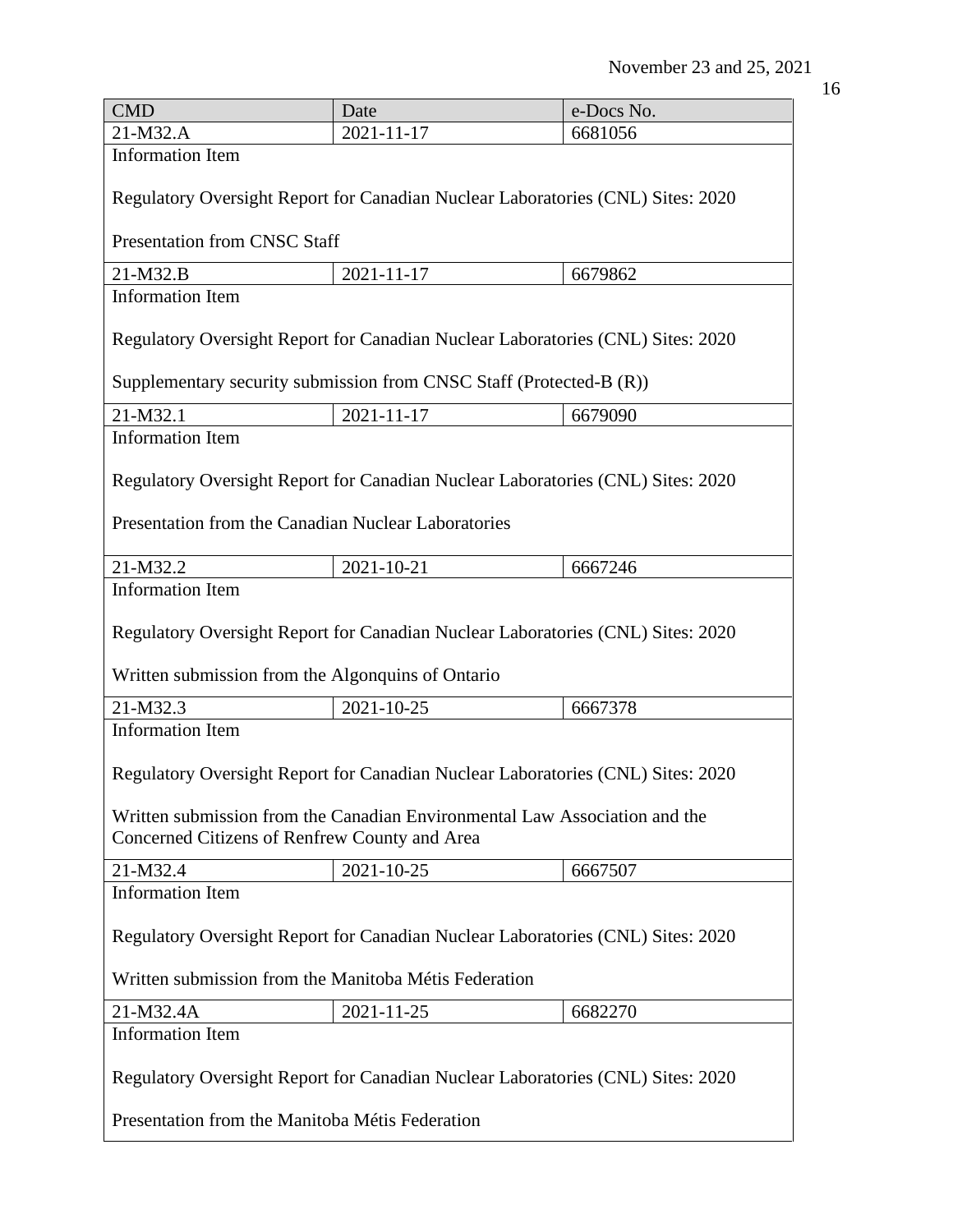| CMD | Date | e-Docs No. |
|---|---|---|
| 21-M32.A | 2021-11-17 | 6681056 |
| Information Item<br><br>Regulatory Oversight Report for Canadian Nuclear Laboratories (CNL) Sites: 2020<br><br>Presentation from CNSC Staff | | |
| 21-M32.B | 2021-11-17 | 6679862 |
| Information Item<br><br>Regulatory Oversight Report for Canadian Nuclear Laboratories (CNL) Sites: 2020<br><br>Supplementary security submission from CNSC Staff (Protected-B (R)) | | |
| 21-M32.1 | 2021-11-17 | 6679090 |
| Information Item<br><br>Regulatory Oversight Report for Canadian Nuclear Laboratories (CNL) Sites: 2020<br><br>Presentation from the Canadian Nuclear Laboratories | | |
| 21-M32.2 | 2021-10-21 | 6667246 |
| Information Item<br><br>Regulatory Oversight Report for Canadian Nuclear Laboratories (CNL) Sites: 2020<br><br>Written submission from the Algonquins of Ontario | | |
| 21-M32.3 | 2021-10-25 | 6667378 |
| Information Item<br><br>Regulatory Oversight Report for Canadian Nuclear Laboratories (CNL) Sites: 2020<br><br>Written submission from the Canadian Environmental Law Association and the Concerned Citizens of Renfrew County and Area | | |
| 21-M32.4 | 2021-10-25 | 6667507 |
| Information Item<br><br>Regulatory Oversight Report for Canadian Nuclear Laboratories (CNL) Sites: 2020<br><br>Written submission from the Manitoba Métis Federation | | |
| 21-M32.4A | 2021-11-25 | 6682270 |
| Information Item<br><br>Regulatory Oversight Report for Canadian Nuclear Laboratories (CNL) Sites: 2020<br><br>Presentation from the Manitoba Métis Federation | | |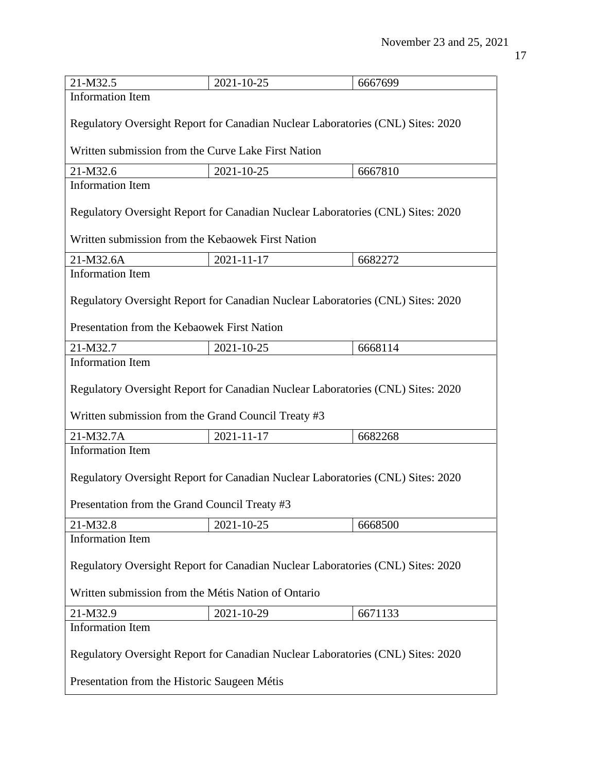| | | |
|---|---|---|
| 21-M32.5 | 2021-10-25 | 6667699 |
| Information Item<br><br>Regulatory Oversight Report for Canadian Nuclear Laboratories (CNL) Sites: 2020<br><br>Written submission from the Curve Lake First Nation | | |
| 21-M32.6 | 2021-10-25 | 6667810 |
| Information Item<br><br>Regulatory Oversight Report for Canadian Nuclear Laboratories (CNL) Sites: 2020<br><br>Written submission from the Kebaowek First Nation | | |
| 21-M32.6A | 2021-11-17 | 6682272 |
| Information Item<br><br>Regulatory Oversight Report for Canadian Nuclear Laboratories (CNL) Sites: 2020<br><br>Presentation from the Kebaowek First Nation | | |
| 21-M32.7 | 2021-10-25 | 6668114 |
| Information Item<br><br>Regulatory Oversight Report for Canadian Nuclear Laboratories (CNL) Sites: 2020<br><br>Written submission from the Grand Council Treaty #3 | | |
| 21-M32.7A | 2021-11-17 | 6682268 |
| Information Item<br><br>Regulatory Oversight Report for Canadian Nuclear Laboratories (CNL) Sites: 2020<br><br>Presentation from the Grand Council Treaty #3 | | |
| 21-M32.8 | 2021-10-25 | 6668500 |
| Information Item<br><br>Regulatory Oversight Report for Canadian Nuclear Laboratories (CNL) Sites: 2020<br><br>Written submission from the Métis Nation of Ontario | | |
| 21-M32.9 | 2021-10-29 | 6671133 |
| Information Item<br><br>Regulatory Oversight Report for Canadian Nuclear Laboratories (CNL) Sites: 2020<br><br>Presentation from the Historic Saugeen Métis | | |